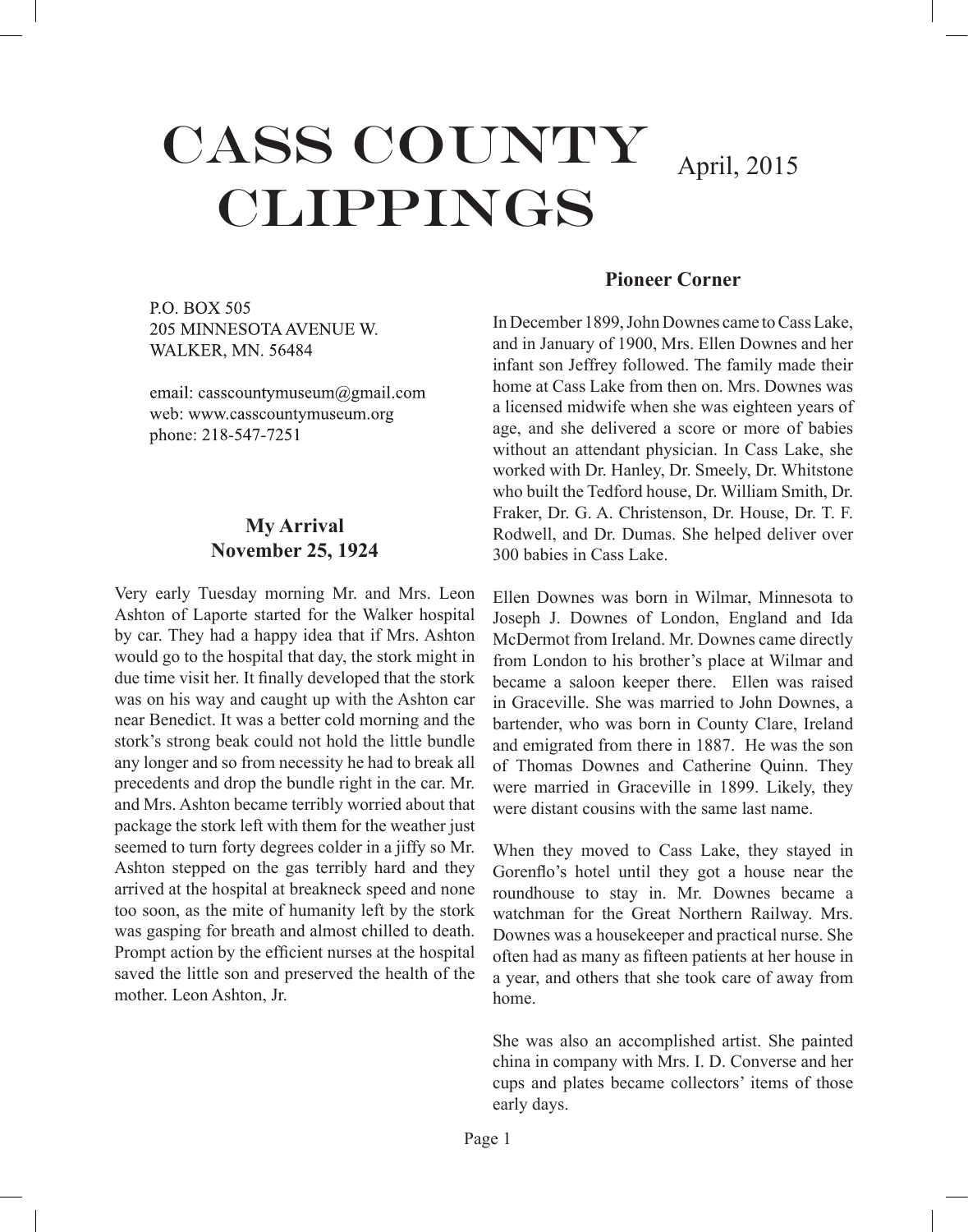# CASS COUNTY CLIPPINGS

April, 2015

P.O. BOX 505
205 MINNESOTA AVENUE W.
WALKER, MN. 56484

email: casscountymuseum@gmail.com
web: www.casscountymuseum.org
phone: 218-547-7251

## My Arrival
## November 25, 1924

Very early Tuesday morning Mr. and Mrs. Leon Ashton of Laporte started for the Walker hospital by car. They had a happy idea that if Mrs. Ashton would go to the hospital that day, the stork might in due time visit her. It finally developed that the stork was on his way and caught up with the Ashton car near Benedict. It was a better cold morning and the stork's strong beak could not hold the little bundle any longer and so from necessity he had to break all precedents and drop the bundle right in the car. Mr. and Mrs. Ashton became terribly worried about that package the stork left with them for the weather just seemed to turn forty degrees colder in a jiffy so Mr. Ashton stepped on the gas terribly hard and they arrived at the hospital at breakneck speed and none too soon, as the mite of humanity left by the stork was gasping for breath and almost chilled to death. Prompt action by the efficient nurses at the hospital saved the little son and preserved the health of the mother. Leon Ashton, Jr.

## Pioneer Corner

In December 1899, John Downes came to Cass Lake, and in January of 1900, Mrs. Ellen Downes and her infant son Jeffrey followed. The family made their home at Cass Lake from then on. Mrs. Downes was a licensed midwife when she was eighteen years of age, and she delivered a score or more of babies without an attendant physician. In Cass Lake, she worked with Dr. Hanley, Dr. Smeely, Dr. Whitstone who built the Tedford house, Dr. William Smith, Dr. Fraker, Dr. G. A. Christenson, Dr. House, Dr. T. F. Rodwell, and Dr. Dumas. She helped deliver over 300 babies in Cass Lake.

Ellen Downes was born in Wilmar, Minnesota to Joseph J. Downes of London, England and Ida McDermot from Ireland. Mr. Downes came directly from London to his brother's place at Wilmar and became a saloon keeper there. Ellen was raised in Graceville. She was married to John Downes, a bartender, who was born in County Clare, Ireland and emigrated from there in 1887. He was the son of Thomas Downes and Catherine Quinn. They were married in Graceville in 1899. Likely, they were distant cousins with the same last name.

When they moved to Cass Lake, they stayed in Gorenflo's hotel until they got a house near the roundhouse to stay in. Mr. Downes became a watchman for the Great Northern Railway. Mrs. Downes was a housekeeper and practical nurse. She often had as many as fifteen patients at her house in a year, and others that she took care of away from home.

She was also an accomplished artist. She painted china in company with Mrs. I. D. Converse and her cups and plates became collectors' items of those early days.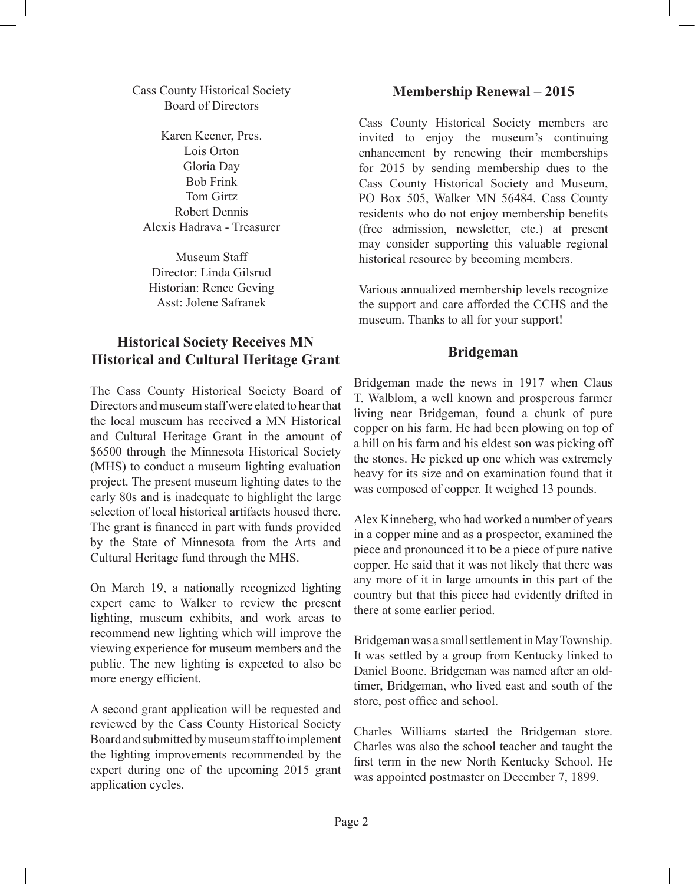Cass County Historical Society
Board of Directors

Karen Keener, Pres.
Lois Orton
Gloria Day
Bob Frink
Tom Girtz
Robert Dennis
Alexis Hadrava - Treasurer

Museum Staff
Director: Linda Gilsrud
Historian: Renee Geving
Asst: Jolene Safranek

## Historical Society Receives MN Historical and Cultural Heritage Grant

The Cass County Historical Society Board of Directors and museum staff were elated to hear that the local museum has received a MN Historical and Cultural Heritage Grant in the amount of $6500 through the Minnesota Historical Society (MHS) to conduct a museum lighting evaluation project. The present museum lighting dates to the early 80s and is inadequate to highlight the large selection of local historical artifacts housed there. The grant is financed in part with funds provided by the State of Minnesota from the Arts and Cultural Heritage fund through the MHS.

On March 19, a nationally recognized lighting expert came to Walker to review the present lighting, museum exhibits, and work areas to recommend new lighting which will improve the viewing experience for museum members and the public. The new lighting is expected to also be more energy efficient.

A second grant application will be requested and reviewed by the Cass County Historical Society Board and submitted by museum staff to implement the lighting improvements recommended by the expert during one of the upcoming 2015 grant application cycles.

## Membership Renewal – 2015

Cass County Historical Society members are invited to enjoy the museum's continuing enhancement by renewing their memberships for 2015 by sending membership dues to the Cass County Historical Society and Museum, PO Box 505, Walker MN 56484. Cass County residents who do not enjoy membership benefits (free admission, newsletter, etc.) at present may consider supporting this valuable regional historical resource by becoming members.

Various annualized membership levels recognize the support and care afforded the CCHS and the museum. Thanks to all for your support!

## Bridgeman

Bridgeman made the news in 1917 when Claus T. Walblom, a well known and prosperous farmer living near Bridgeman, found a chunk of pure copper on his farm. He had been plowing on top of a hill on his farm and his eldest son was picking off the stones. He picked up one which was extremely heavy for its size and on examination found that it was composed of copper. It weighed 13 pounds.

Alex Kinneberg, who had worked a number of years in a copper mine and as a prospector, examined the piece and pronounced it to be a piece of pure native copper. He said that it was not likely that there was any more of it in large amounts in this part of the country but that this piece had evidently drifted in there at some earlier period.

Bridgeman was a small settlement in May Township. It was settled by a group from Kentucky linked to Daniel Boone. Bridgeman was named after an old-timer, Bridgeman, who lived east and south of the store, post office and school.

Charles Williams started the Bridgeman store. Charles was also the school teacher and taught the first term in the new North Kentucky School. He was appointed postmaster on December 7, 1899.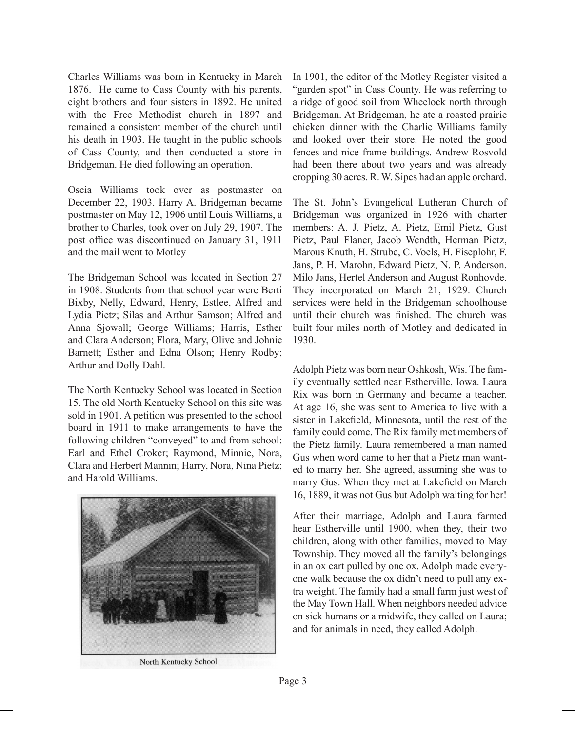Charles Williams was born in Kentucky in March 1876. He came to Cass County with his parents, eight brothers and four sisters in 1892. He united with the Free Methodist church in 1897 and remained a consistent member of the church until his death in 1903. He taught in the public schools of Cass County, and then conducted a store in Bridgeman. He died following an operation.

Oscia Williams took over as postmaster on December 22, 1903. Harry A. Bridgeman became postmaster on May 12, 1906 until Louis Williams, a brother to Charles, took over on July 29, 1907. The post office was discontinued on January 31, 1911 and the mail went to Motley

The Bridgeman School was located in Section 27 in 1908. Students from that school year were Berti Bixby, Nelly, Edward, Henry, Estlee, Alfred and Lydia Pietz; Silas and Arthur Samson; Alfred and Anna Sjowall; George Williams; Harris, Esther and Clara Anderson; Flora, Mary, Olive and Johnie Barnett; Esther and Edna Olson; Henry Rodby; Arthur and Dolly Dahl.

The North Kentucky School was located in Section 15. The old North Kentucky School on this site was sold in 1901. A petition was presented to the school board in 1911 to make arrangements to have the following children "conveyed" to and from school: Earl and Ethel Croker; Raymond, Minnie, Nora, Clara and Herbert Mannin; Harry, Nora, Nina Pietz; and Harold Williams.

North Kentucky School

In 1901, the editor of the Motley Register visited a "garden spot" in Cass County. He was referring to a ridge of good soil from Wheelock north through Bridgeman. At Bridgeman, he ate a roasted prairie chicken dinner with the Charlie Williams family and looked over their store. He noted the good fences and nice frame buildings. Andrew Rosvold had been there about two years and was already cropping 30 acres. R. W. Sipes had an apple orchard.

The St. John's Evangelical Lutheran Church of Bridgeman was organized in 1926 with charter members: A. J. Pietz, A. Pietz, Emil Pietz, Gust Pietz, Paul Flaner, Jacob Wendth, Herman Pietz, Marous Knuth, H. Strube, C. Voels, H. Fiseplohr, F. Jans, P. H. Marohn, Edward Pietz, N. P. Anderson, Milo Jans, Hertel Anderson and August Ronhovde. They incorporated on March 21, 1929. Church services were held in the Bridgeman schoolhouse until their church was finished. The church was built four miles north of Motley and dedicated in 1930.

Adolph Pietz was born near Oshkosh, Wis. The family eventually settled near Estherville, Iowa. Laura Rix was born in Germany and became a teacher. At age 16, she was sent to America to live with a sister in Lakefield, Minnesota, until the rest of the family could come. The Rix family met members of the Pietz family. Laura remembered a man named Gus when word came to her that a Pietz man wanted to marry her. She agreed, assuming she was to marry Gus. When they met at Lakefield on March 16, 1889, it was not Gus but Adolph waiting for her!

After their marriage, Adolph and Laura farmed hear Estherville until 1900, when they, their two children, along with other families, moved to May Township. They moved all the family's belongings in an ox cart pulled by one ox. Adolph made everyone walk because the ox didn't need to pull any extra weight. The family had a small farm just west of the May Town Hall. When neighbors needed advice on sick humans or a midwife, they called on Laura; and for animals in need, they called Adolph.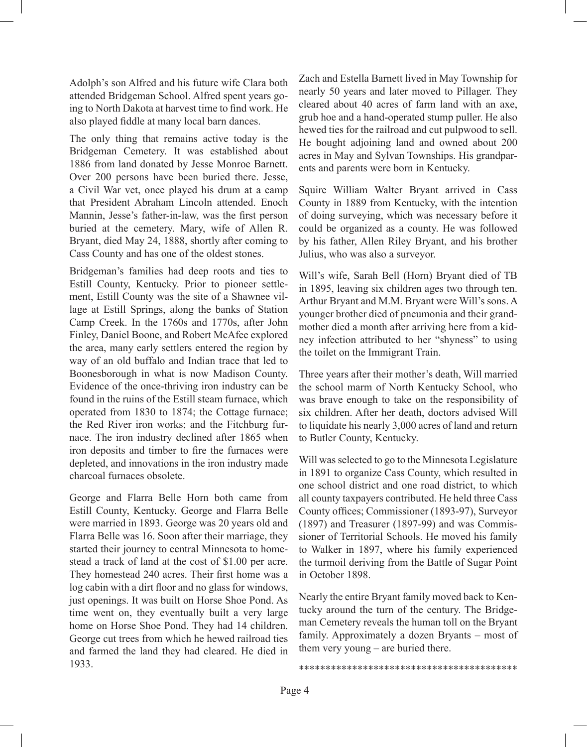Adolph's son Alfred and his future wife Clara both attended Bridgeman School. Alfred spent years going to North Dakota at harvest time to find work. He also played fiddle at many local barn dances.

The only thing that remains active today is the Bridgeman Cemetery. It was established about 1886 from land donated by Jesse Monroe Barnett. Over 200 persons have been buried there. Jesse, a Civil War vet, once played his drum at a camp that President Abraham Lincoln attended. Enoch Mannin, Jesse's father-in-law, was the first person buried at the cemetery. Mary, wife of Allen R. Bryant, died May 24, 1888, shortly after coming to Cass County and has one of the oldest stones.

Bridgeman's families had deep roots and ties to Estill County, Kentucky. Prior to pioneer settlement, Estill County was the site of a Shawnee village at Estill Springs, along the banks of Station Camp Creek. In the 1760s and 1770s, after John Finley, Daniel Boone, and Robert McAfee explored the area, many early settlers entered the region by way of an old buffalo and Indian trace that led to Boonesborough in what is now Madison County. Evidence of the once-thriving iron industry can be found in the ruins of the Estill steam furnace, which operated from 1830 to 1874; the Cottage furnace; the Red River iron works; and the Fitchburg furnace. The iron industry declined after 1865 when iron deposits and timber to fire the furnaces were depleted, and innovations in the iron industry made charcoal furnaces obsolete.

George and Flarra Belle Horn both came from Estill County, Kentucky. George and Flarra Belle were married in 1893. George was 20 years old and Flarra Belle was 16. Soon after their marriage, they started their journey to central Minnesota to homestead a track of land at the cost of $1.00 per acre. They homestead 240 acres. Their first home was a log cabin with a dirt floor and no glass for windows, just openings. It was built on Horse Shoe Pond. As time went on, they eventually built a very large home on Horse Shoe Pond. They had 14 children. George cut trees from which he hewed railroad ties and farmed the land they had cleared. He died in 1933.

Zach and Estella Barnett lived in May Township for nearly 50 years and later moved to Pillager. They cleared about 40 acres of farm land with an axe, grub hoe and a hand-operated stump puller. He also hewed ties for the railroad and cut pulpwood to sell. He bought adjoining land and owned about 200 acres in May and Sylvan Townships. His grandparents and parents were born in Kentucky.

Squire William Walter Bryant arrived in Cass County in 1889 from Kentucky, with the intention of doing surveying, which was necessary before it could be organized as a county. He was followed by his father, Allen Riley Bryant, and his brother Julius, who was also a surveyor.

Will's wife, Sarah Bell (Horn) Bryant died of TB in 1895, leaving six children ages two through ten. Arthur Bryant and M.M. Bryant were Will's sons. A younger brother died of pneumonia and their grandmother died a month after arriving here from a kidney infection attributed to her "shyness" to using the toilet on the Immigrant Train.

Three years after their mother's death, Will married the school marm of North Kentucky School, who was brave enough to take on the responsibility of six children. After her death, doctors advised Will to liquidate his nearly 3,000 acres of land and return to Butler County, Kentucky.

Will was selected to go to the Minnesota Legislature in 1891 to organize Cass County, which resulted in one school district and one road district, to which all county taxpayers contributed. He held three Cass County offices; Commissioner (1893-97), Surveyor (1897) and Treasurer (1897-99) and was Commissioner of Territorial Schools. He moved his family to Walker in 1897, where his family experienced the turmoil deriving from the Battle of Sugar Point in October 1898.

Nearly the entire Bryant family moved back to Kentucky around the turn of the century. The Bridgeman Cemetery reveals the human toll on the Bryant family. Approximately a dozen Bryants – most of them very young – are buried there.

****************************************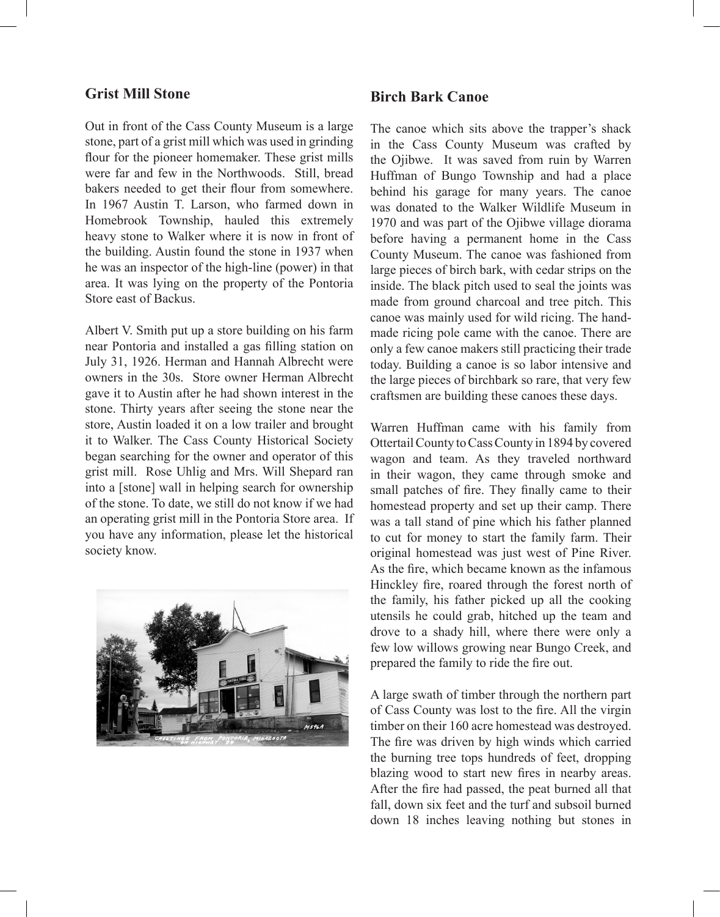## Grist Mill Stone

Out in front of the Cass County Museum is a large stone, part of a grist mill which was used in grinding flour for the pioneer homemaker. These grist mills were far and few in the Northwoods. Still, bread bakers needed to get their flour from somewhere. In 1967 Austin T. Larson, who farmed down in Homebrook Township, hauled this extremely heavy stone to Walker where it is now in front of the building. Austin found the stone in 1937 when he was an inspector of the high-line (power) in that area. It was lying on the property of the Pontoria Store east of Backus.

Albert V. Smith put up a store building on his farm near Pontoria and installed a gas filling station on July 31, 1926. Herman and Hannah Albrecht were owners in the 30s. Store owner Herman Albrecht gave it to Austin after he had shown interest in the stone. Thirty years after seeing the stone near the store, Austin loaded it on a low trailer and brought it to Walker. The Cass County Historical Society began searching for the owner and operator of this grist mill. Rose Uhlig and Mrs. Will Shepard ran into a [stone] wall in helping search for ownership of the stone. To date, we still do not know if we had an operating grist mill in the Pontoria Store area. If you have any information, please let the historical society know.

## Birch Bark Canoe

The canoe which sits above the trapper's shack in the Cass County Museum was crafted by the Ojibwe. It was saved from ruin by Warren Huffman of Bungo Township and had a place behind his garage for many years. The canoe was donated to the Walker Wildlife Museum in 1970 and was part of the Ojibwe village diorama before having a permanent home in the Cass County Museum. The canoe was fashioned from large pieces of birch bark, with cedar strips on the inside. The black pitch used to seal the joints was made from ground charcoal and tree pitch. This canoe was mainly used for wild ricing. The hand-made ricing pole came with the canoe. There are only a few canoe makers still practicing their trade today. Building a canoe is so labor intensive and the large pieces of birchbark so rare, that very few craftsmen are building these canoes these days.

Warren Huffman came with his family from Ottertail County to Cass County in 1894 by covered wagon and team. As they traveled northward in their wagon, they came through smoke and small patches of fire. They finally came to their homestead property and set up their camp. There was a tall stand of pine which his father planned to cut for money to start the family farm. Their original homestead was just west of Pine River. As the fire, which became known as the infamous Hinckley fire, roared through the forest north of the family, his father picked up all the cooking utensils he could grab, hitched up the team and drove to a shady hill, where there were only a few low willows growing near Bungo Creek, and prepared the family to ride the fire out.

A large swath of timber through the northern part of Cass County was lost to the fire. All the virgin timber on their 160 acre homestead was destroyed. The fire was driven by high winds which carried the burning tree tops hundreds of feet, dropping blazing wood to start new fires in nearby areas. After the fire had passed, the peat burned all that fall, down six feet and the turf and subsoil burned down 18 inches leaving nothing but stones in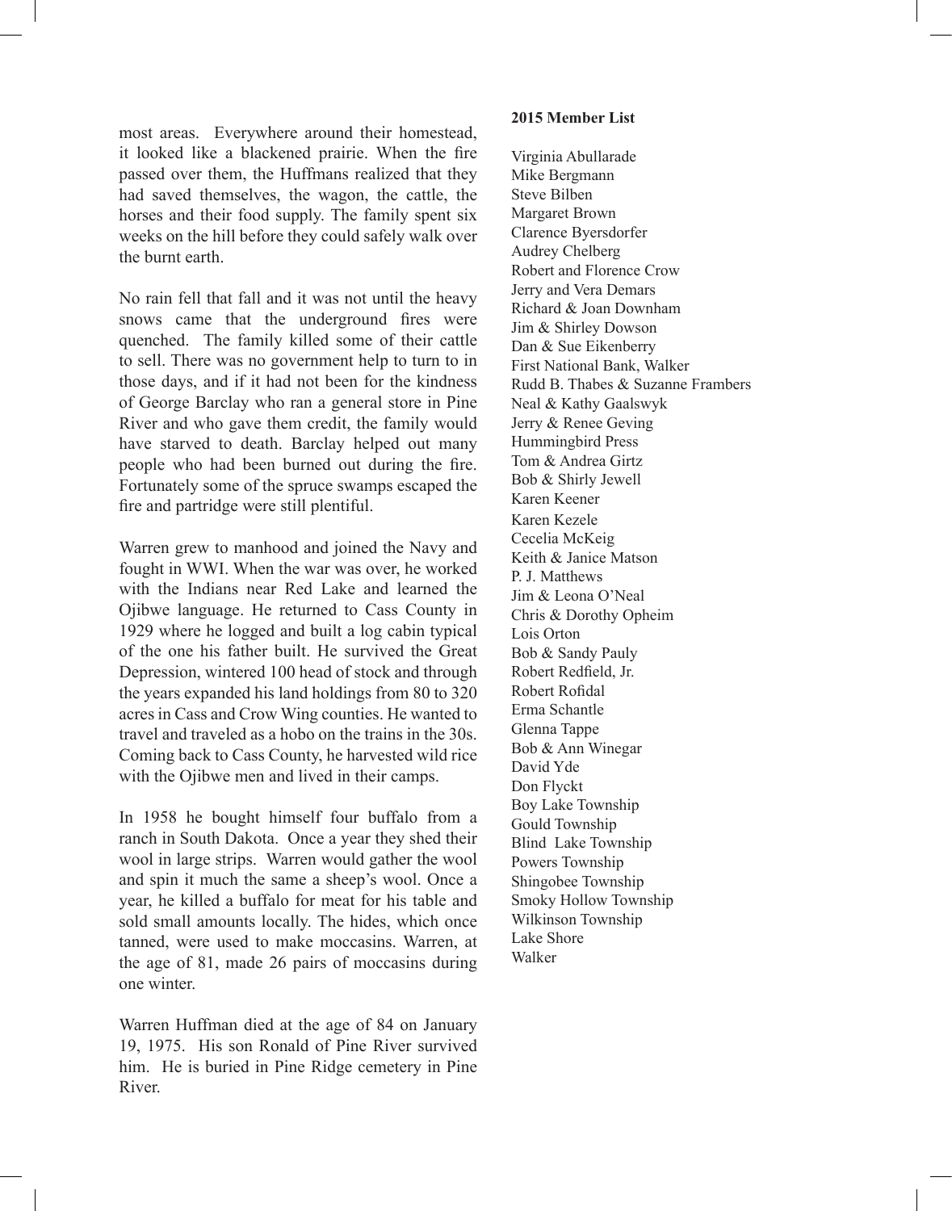most areas. Everywhere around their homestead, it looked like a blackened prairie. When the fire passed over them, the Huffmans realized that they had saved themselves, the wagon, the cattle, the horses and their food supply. The family spent six weeks on the hill before they could safely walk over the burnt earth.

No rain fell that fall and it was not until the heavy snows came that the underground fires were quenched. The family killed some of their cattle to sell. There was no government help to turn to in those days, and if it had not been for the kindness of George Barclay who ran a general store in Pine River and who gave them credit, the family would have starved to death. Barclay helped out many people who had been burned out during the fire. Fortunately some of the spruce swamps escaped the fire and partridge were still plentiful.

Warren grew to manhood and joined the Navy and fought in WWI. When the war was over, he worked with the Indians near Red Lake and learned the Ojibwe language. He returned to Cass County in 1929 where he logged and built a log cabin typical of the one his father built. He survived the Great Depression, wintered 100 head of stock and through the years expanded his land holdings from 80 to 320 acres in Cass and Crow Wing counties. He wanted to travel and traveled as a hobo on the trains in the 30s. Coming back to Cass County, he harvested wild rice with the Ojibwe men and lived in their camps.

In 1958 he bought himself four buffalo from a ranch in South Dakota. Once a year they shed their wool in large strips. Warren would gather the wool and spin it much the same a sheep's wool. Once a year, he killed a buffalo for meat for his table and sold small amounts locally. The hides, which once tanned, were used to make moccasins. Warren, at the age of 81, made 26 pairs of moccasins during one winter.

Warren Huffman died at the age of 84 on January 19, 1975. His son Ronald of Pine River survived him. He is buried in Pine Ridge cemetery in Pine River.

**2015 Member List**

Virginia Abullarade
Mike Bergmann
Steve Bilben
Margaret Brown
Clarence Byersdorfer
Audrey Chelberg
Robert and Florence Crow
Jerry and Vera Demars
Richard & Joan Downham
Jim & Shirley Dowson
Dan & Sue Eikenberry
First National Bank, Walker
Rudd B. Thabes & Suzanne Frambers
Neal & Kathy Gaalswyk
Jerry & Renee Geving
Hummingbird Press
Tom & Andrea Girtz
Bob & Shirly Jewell
Karen Keener
Karen Kezele
Cecelia McKeig
Keith & Janice Matson
P. J. Matthews
Jim & Leona O'Neal
Chris & Dorothy Opheim
Lois Orton
Bob & Sandy Pauly
Robert Redfield, Jr.
Robert Rofidal
Erma Schantle
Glenna Tappe
Bob & Ann Winegar
David Yde
Don Flyckt
Boy Lake Township
Gould Township
Blind Lake Township
Powers Township
Shingobee Township
Smoky Hollow Township
Wilkinson Township
Lake Shore
Walker